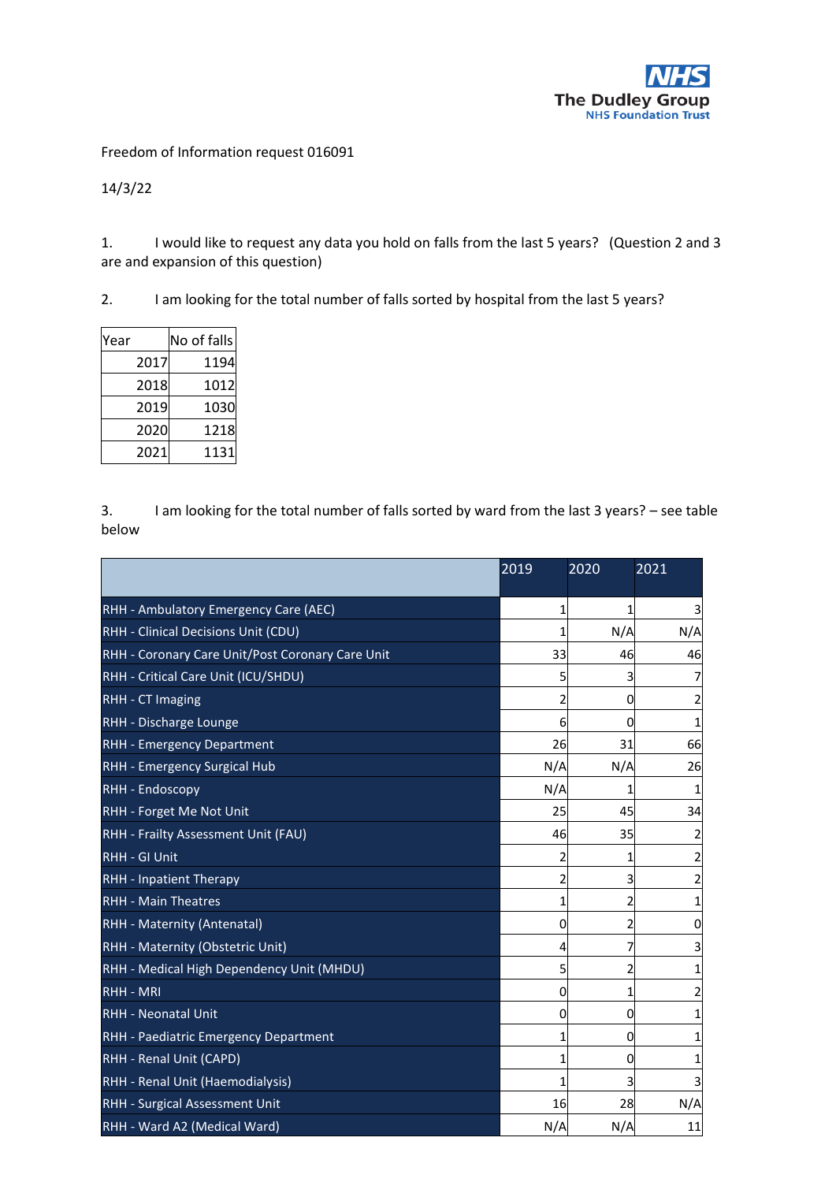The Dudley Group
NHS Foundation Trust

Freedom of Information request 016091

14/3/22

1. I would like to request any data you hold on falls from the last 5 years? (Question 2 and 3 are and expansion of this question)

2. I am looking for the total number of falls sorted by hospital from the last 5 years?

| Year | No of falls |
|---|---|
| 2017 | 1194 |
| 2018 | 1012 |
| 2019 | 1030 |
| 2020 | 1218 |
| 2021 | 1131 |

3. I am looking for the total number of falls sorted by ward from the last 3 years? – see table below

| | 2019 | 2020 | 2021 |
|---|---|---|---|
| RHH - Ambulatory Emergency Care (AEC) | 1 | 1 | 3 |
| RHH - Clinical Decisions Unit (CDU) | 1 | N/A | N/A |
| RHH - Coronary Care Unit/Post Coronary Care Unit | 33 | 46 | 46 |
| RHH - Critical Care Unit (ICU/SHDU) | 5 | 3 | 7 |
| RHH - CT Imaging | 2 | 0 | 2 |
| RHH - Discharge Lounge | 6 | 0 | 1 |
| RHH - Emergency Department | 26 | 31 | 66 |
| RHH - Emergency Surgical Hub | N/A | N/A | 26 |
| RHH - Endoscopy | N/A | 1 | 1 |
| RHH - Forget Me Not Unit | 25 | 45 | 34 |
| RHH - Frailty Assessment Unit (FAU) | 46 | 35 | 2 |
| RHH - GI Unit | 2 | 1 | 2 |
| RHH - Inpatient Therapy | 2 | 3 | 2 |
| RHH - Main Theatres | 1 | 2 | 1 |
| RHH - Maternity (Antenatal) | 0 | 2 | 0 |
| RHH - Maternity (Obstetric Unit) | 4 | 7 | 3 |
| RHH - Medical High Dependency Unit (MHDU) | 5 | 2 | 1 |
| RHH - MRI | 0 | 1 | 2 |
| RHH - Neonatal Unit | 0 | 0 | 1 |
| RHH - Paediatric Emergency Department | 1 | 0 | 1 |
| RHH - Renal Unit (CAPD) | 1 | 0 | 1 |
| RHH - Renal Unit (Haemodialysis) | 1 | 3 | 3 |
| RHH - Surgical Assessment Unit | 16 | 28 | N/A |
| RHH - Ward A2 (Medical Ward) | N/A | N/A | 11 |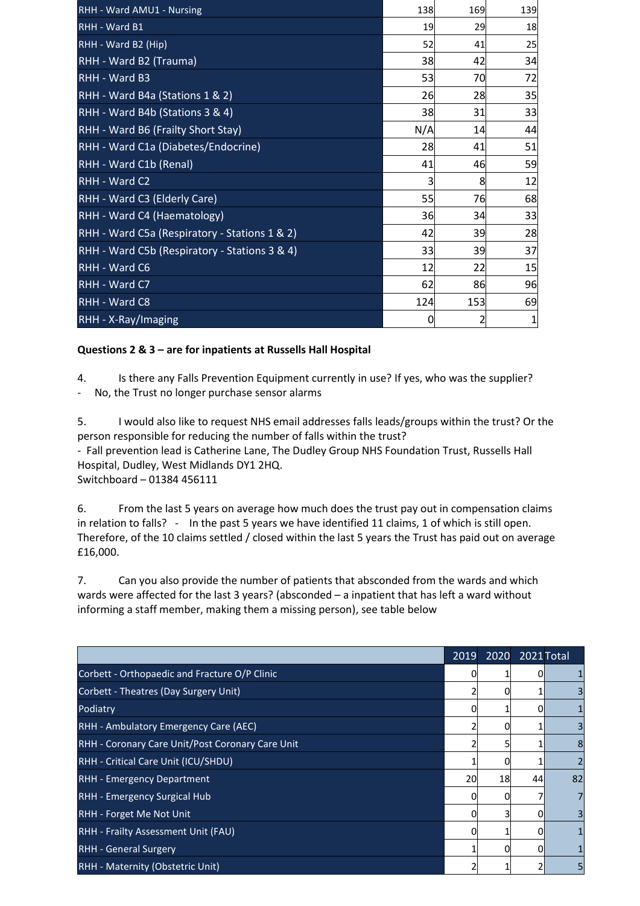| | | | |
|---|---|---|---|
| RHH - Ward AMU1 - Nursing | 138 | 169 | 139 |
| RHH - Ward B1 | 19 | 29 | 18 |
| RHH - Ward B2 (Hip) | 52 | 41 | 25 |
| RHH - Ward B2 (Trauma) | 38 | 42 | 34 |
| RHH - Ward B3 | 53 | 70 | 72 |
| RHH - Ward B4a (Stations 1 & 2) | 26 | 28 | 35 |
| RHH - Ward B4b (Stations 3 & 4) | 38 | 31 | 33 |
| RHH - Ward B6 (Frailty Short Stay) | N/A | 14 | 44 |
| RHH - Ward C1a (Diabetes/Endocrine) | 28 | 41 | 51 |
| RHH - Ward C1b (Renal) | 41 | 46 | 59 |
| RHH - Ward C2 | 3 | 8 | 12 |
| RHH - Ward C3 (Elderly Care) | 55 | 76 | 68 |
| RHH - Ward C4 (Haematology) | 36 | 34 | 33 |
| RHH - Ward C5a (Respiratory - Stations 1 & 2) | 42 | 39 | 28 |
| RHH - Ward C5b (Respiratory - Stations 3 & 4) | 33 | 39 | 37 |
| RHH - Ward C6 | 12 | 22 | 15 |
| RHH - Ward C7 | 62 | 86 | 96 |
| RHH - Ward C8 | 124 | 153 | 69 |
| RHH - X-Ray/Imaging | 0 | 2 | 1 |

**Questions 2 & 3 – are for inpatients at Russells Hall Hospital**

4. Is there any Falls Prevention Equipment currently in use? If yes, who was the supplier?
- No, the Trust no longer purchase sensor alarms

5. I would also like to request NHS email addresses falls leads/groups within the trust? Or the person responsible for reducing the number of falls within the trust?
- Fall prevention lead is Catherine Lane, The Dudley Group NHS Foundation Trust, Russells Hall Hospital, Dudley, West Midlands DY1 2HQ.
Switchboard – 01384 456111

6. From the last 5 years on average how much does the trust pay out in compensation claims in relation to falls? - In the past 5 years we have identified 11 claims, 1 of which is still open. Therefore, of the 10 claims settled / closed within the last 5 years the Trust has paid out on average £16,000.

7. Can you also provide the number of patients that absconded from the wards and which wards were affected for the last 3 years? (absconded – a inpatient that has left a ward without informing a staff member, making them a missing person), see table below

| | 2019 | 2020 | 2021 | Total |
|---|---|---|---|---|
| Corbett - Orthopaedic and Fracture O/P Clinic | 0 | 1 | 0 | 1 |
| Corbett - Theatres (Day Surgery Unit) | 2 | 0 | 1 | 3 |
| Podiatry | 0 | 1 | 0 | 1 |
| RHH - Ambulatory Emergency Care (AEC) | 2 | 0 | 1 | 3 |
| RHH - Coronary Care Unit/Post Coronary Care Unit | 2 | 5 | 1 | 8 |
| RHH - Critical Care Unit (ICU/SHDU) | 1 | 0 | 1 | 2 |
| RHH - Emergency Department | 20 | 18 | 44 | 82 |
| RHH - Emergency Surgical Hub | 0 | 0 | 7 | 7 |
| RHH - Forget Me Not Unit | 0 | 3 | 0 | 3 |
| RHH - Frailty Assessment Unit (FAU) | 0 | 1 | 0 | 1 |
| RHH - General Surgery | 1 | 0 | 0 | 1 |
| RHH - Maternity (Obstetric Unit) | 2 | 1 | 2 | 5 |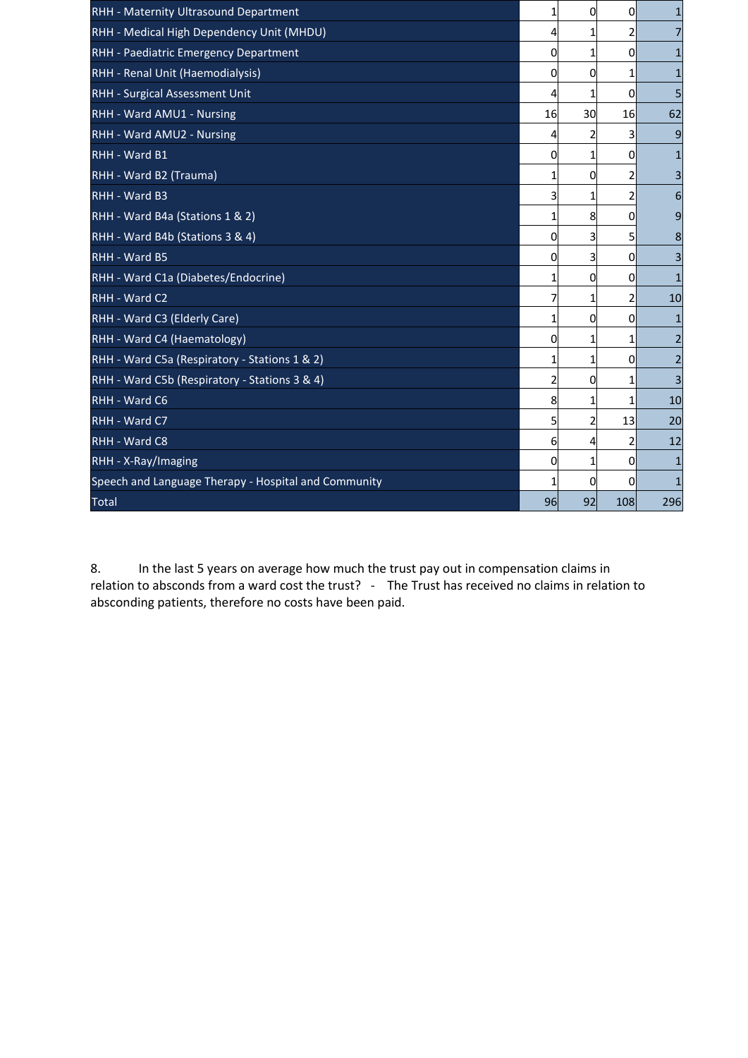| | | | | |
|---|---|---|---|---|
| RHH - Maternity Ultrasound Department | 1 | 0 | 0 | 1 |
| RHH - Medical High Dependency Unit (MHDU) | 4 | 1 | 2 | 7 |
| RHH - Paediatric Emergency Department | 0 | 1 | 0 | 1 |
| RHH - Renal Unit (Haemodialysis) | 0 | 0 | 1 | 1 |
| RHH - Surgical Assessment Unit | 4 | 1 | 0 | 5 |
| RHH - Ward AMU1 - Nursing | 16 | 30 | 16 | 62 |
| RHH - Ward AMU2 - Nursing | 4 | 2 | 3 | 9 |
| RHH - Ward B1 | 0 | 1 | 0 | 1 |
| RHH - Ward B2 (Trauma) | 1 | 0 | 2 | 3 |
| RHH - Ward B3 | 3 | 1 | 2 | 6 |
| RHH - Ward B4a (Stations 1 & 2) | 1 | 8 | 0 | 9 |
| RHH - Ward B4b (Stations 3 & 4) | 0 | 3 | 5 | 8 |
| RHH - Ward B5 | 0 | 3 | 0 | 3 |
| RHH - Ward C1a (Diabetes/Endocrine) | 1 | 0 | 0 | 1 |
| RHH - Ward C2 | 7 | 1 | 2 | 10 |
| RHH - Ward C3 (Elderly Care) | 1 | 0 | 0 | 1 |
| RHH - Ward C4 (Haematology) | 0 | 1 | 1 | 2 |
| RHH - Ward C5a (Respiratory - Stations 1 & 2) | 1 | 1 | 0 | 2 |
| RHH - Ward C5b (Respiratory - Stations 3 & 4) | 2 | 0 | 1 | 3 |
| RHH - Ward C6 | 8 | 1 | 1 | 10 |
| RHH - Ward C7 | 5 | 2 | 13 | 20 |
| RHH - Ward C8 | 6 | 4 | 2 | 12 |
| RHH - X-Ray/Imaging | 0 | 1 | 0 | 1 |
| Speech and Language Therapy - Hospital and Community | 1 | 0 | 0 | 1 |
| Total | 96 | 92 | 108 | 296 |

8. In the last 5 years on average how much the trust pay out in compensation claims in relation to absconds from a ward cost the trust? - The Trust has received no claims in relation to absconding patients, therefore no costs have been paid.